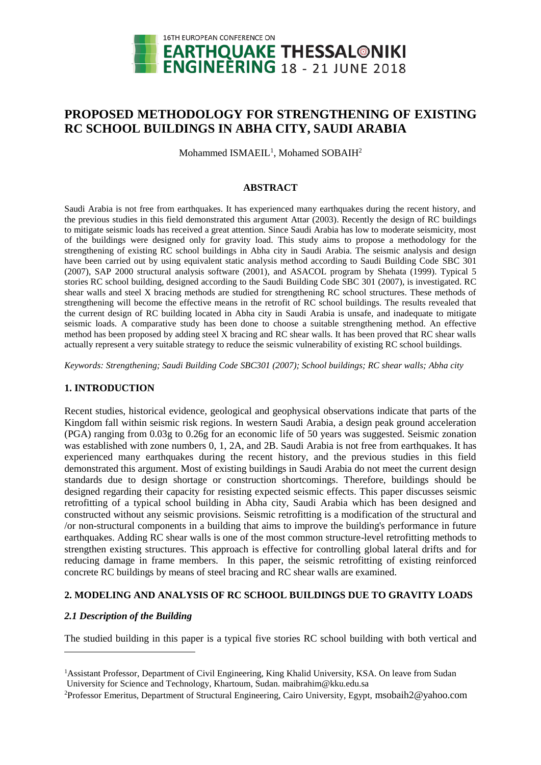# PROPOSED METHODOLOGY FOR STRENGTHENING OF EXISTING RC SCHOOL BUILDINGS IN ABHA CITY, SAUDI ARABIA

Mohammed ISMAEIL[1], Mohamed SOBAIH[2]

## ABSTRACT

Saudi Arabia is not free from earthquakes. It has experienced many earthquakes during the recent history, and the previous studies in this field demonstrated this argument Attar (2003). Recently the design of RC buildings to mitigate seismic loads has received a great attention. Since Saudi Arabia has low to moderate seismicity, most of the buildings were designed only for gravity load. This study aims to propose a methodology for the strengthening of existing RC school buildings in Abha city in Saudi Arabia. The seismic analysis and design have been carried out by using equivalent static analysis method according to Saudi Building Code SBC 301 (2007), SAP 2000 structural analysis software (2001), and ASACOL program by Shehata (1999). Typical 5 stories RC school building, designed according to the Saudi Building Code SBC 301 (2007), is investigated. RC shear walls and steel X bracing methods are studied for strengthening RC school structures. These methods of strengthening will become the effective means in the retrofit of RC school buildings. The results revealed that the current design of RC building located in Abha city in Saudi Arabia is unsafe, and inadequate to mitigate seismic loads. A comparative study has been done to choose a suitable strengthening method. An effective method has been proposed by adding steel X bracing and RC shear walls. It has been proved that RC shear walls actually represent a very suitable strategy to reduce the seismic vulnerability of existing RC school buildings.

*Keywords: Strengthening; Saudi Building Code SBC301 (2007); School buildings; RC shear walls; Abha city*

## 1. INTRODUCTION

Recent studies, historical evidence, geological and geophysical observations indicate that parts of the Kingdom fall within seismic risk regions. In western Saudi Arabia, a design peak ground acceleration (PGA) ranging from 0.03g to 0.26g for an economic life of 50 years was suggested. Seismic zonation was established with zone numbers 0, 1, 2A, and 2B. Saudi Arabia is not free from earthquakes. It has experienced many earthquakes during the recent history, and the previous studies in this field demonstrated this argument. Most of existing buildings in Saudi Arabia do not meet the current design standards due to design shortage or construction shortcomings. Therefore, buildings should be designed regarding their capacity for resisting expected seismic effects. This paper discusses seismic retrofitting of a typical school building in Abha city, Saudi Arabia which has been designed and constructed without any seismic provisions. Seismic retrofitting is a modification of the structural and /or non-structural components in a building that aims to improve the building's performance in future earthquakes. Adding RC shear walls is one of the most common structure-level retrofitting methods to strengthen existing structures. This approach is effective for controlling global lateral drifts and for reducing damage in frame members. In this paper, the seismic retrofitting of existing reinforced concrete RC buildings by means of steel bracing and RC shear walls are examined.

## 2. MODELING AND ANALYSIS OF RC SCHOOL BUILDINGS DUE TO GRAVITY LOADS

### *2.1 Description of the Building*

The studied building in this paper is a typical five stories RC school building with both vertical and

---

[1]Assistant Professor, Department of Civil Engineering, King Khalid University, KSA. On leave from Sudan University for Science and Technology, Khartoum, Sudan. maibrahim@kku.edu.sa

[2]Professor Emeritus, Department of Structural Engineering, Cairo University, Egypt, msobaih2@yahoo.com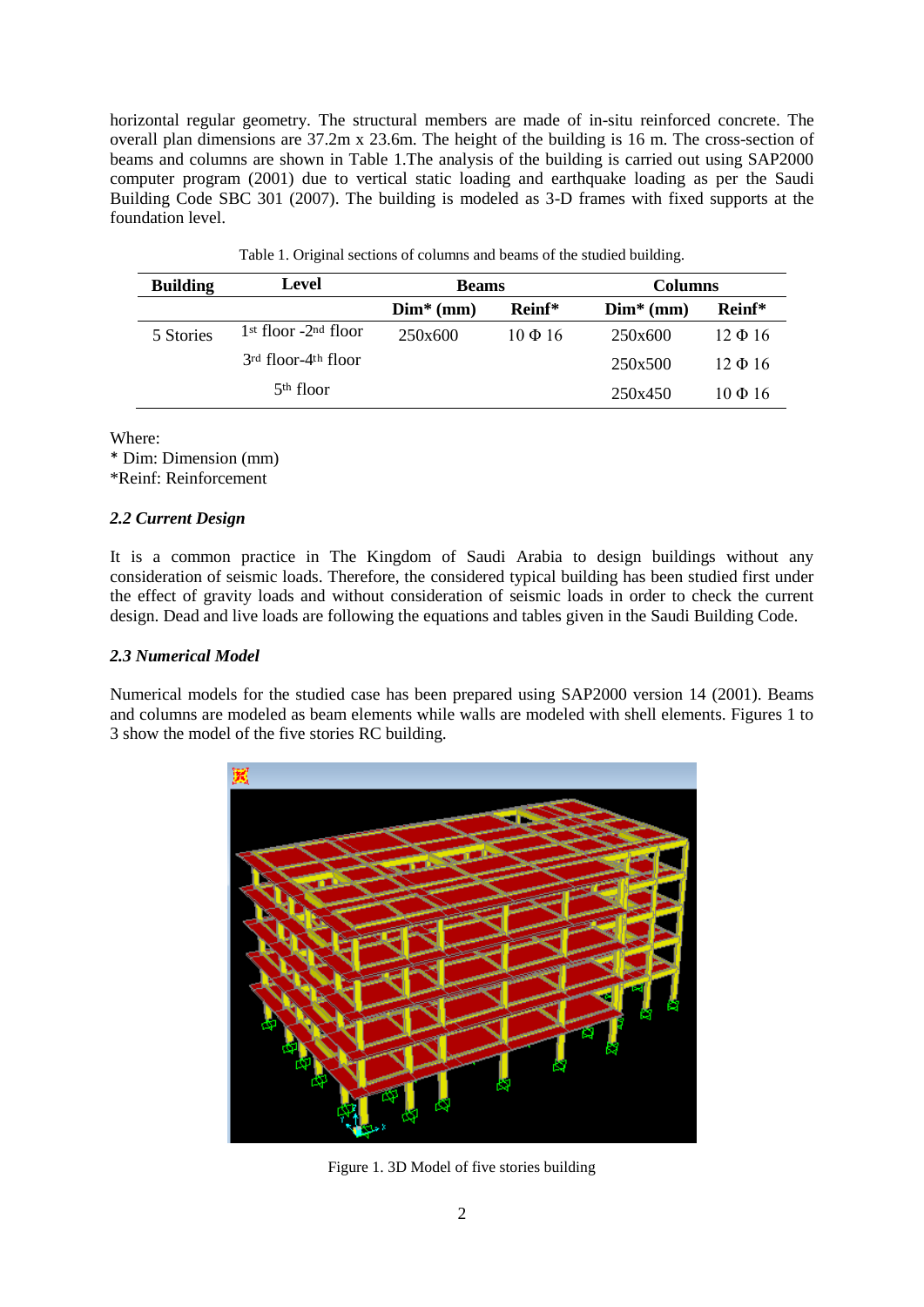horizontal regular geometry. The structural members are made of in-situ reinforced concrete. The overall plan dimensions are 37.2m x 23.6m. The height of the building is 16 m. The cross-section of beams and columns are shown in Table 1.The analysis of the building is carried out using SAP2000 computer program (2001) due to vertical static loading and earthquake loading as per the Saudi Building Code SBC 301 (2007). The building is modeled as 3-D frames with fixed supports at the foundation level.

Table 1. Original sections of columns and beams of the studied building.

| Building | Level | Beams | | Columns | |
|---|---|---|---|---|---|
| | | Dim* (mm) | Reinf* | Dim* (mm) | Reinf* |
| 5 Stories | 1st floor -2nd floor | 250x600 | 10 Φ 16 | 250x600 | 12 Φ 16 |
| | 3rd floor-4th floor | | | 250x500 | 12 Φ 16 |
| | 5th floor | | | 250x450 | 10 Φ 16 |

Where:
* Dim: Dimension (mm)
*Reinf: Reinforcement

### *2.2 Current Design*

It is a common practice in The Kingdom of Saudi Arabia to design buildings without any consideration of seismic loads. Therefore, the considered typical building has been studied first under the effect of gravity loads and without consideration of seismic loads in order to check the current design. Dead and live loads are following the equations and tables given in the Saudi Building Code.

### *2.3 Numerical Model*

Numerical models for the studied case has been prepared using SAP2000 version 14 (2001). Beams and columns are modeled as beam elements while walls are modeled with shell elements. Figures 1 to 3 show the model of the five stories RC building.

Figure 1. 3D Model of five stories building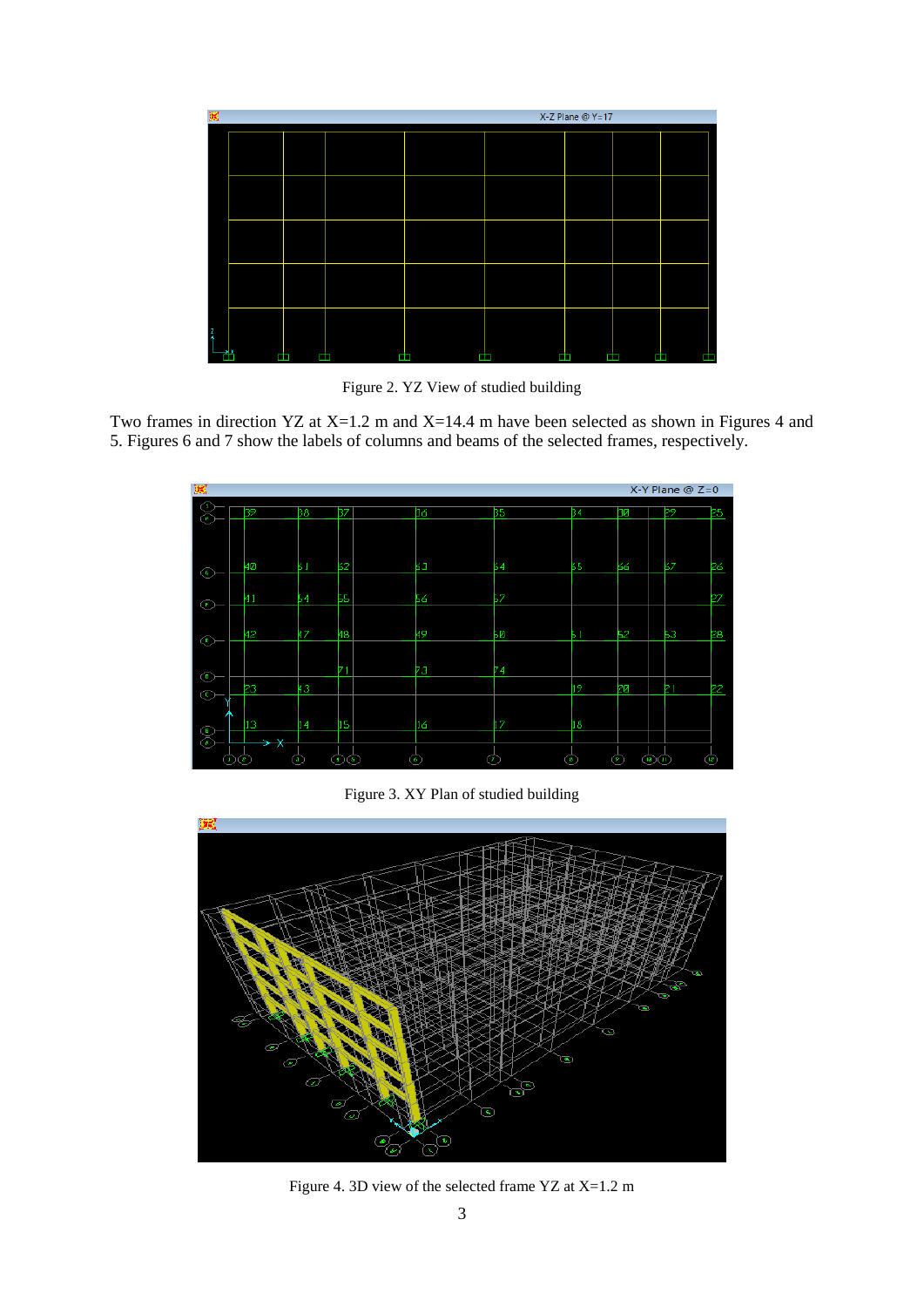Figure 2. YZ View of studied building

Two frames in direction YZ at X=1.2 m and X=14.4 m have been selected as shown in Figures 4 and 5. Figures 6 and 7 show the labels of columns and beams of the selected frames, respectively.

Figure 3. XY Plan of studied building

Figure 4. 3D view of the selected frame YZ at X=1.2 m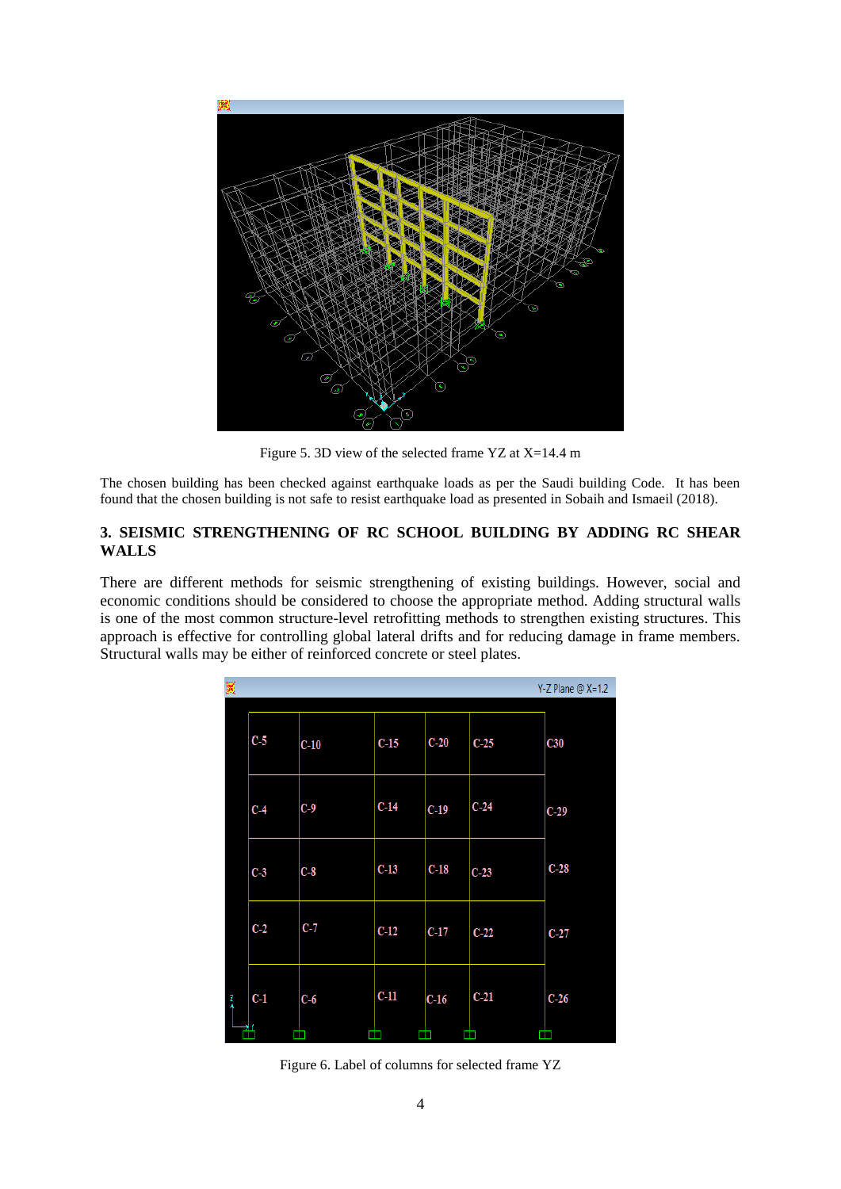Figure 5. 3D view of the selected frame YZ at X=14.4 m

The chosen building has been checked against earthquake loads as per the Saudi building Code. It has been found that the chosen building is not safe to resist earthquake load as presented in Sobaih and Ismaeil (2018).

## 3. SEISMIC STRENGTHENING OF RC SCHOOL BUILDING BY ADDING RC SHEAR WALLS

There are different methods for seismic strengthening of existing buildings. However, social and economic conditions should be considered to choose the appropriate method. Adding structural walls is one of the most common structure-level retrofitting methods to strengthen existing structures. This approach is effective for controlling global lateral drifts and for reducing damage in frame members. Structural walls may be either of reinforced concrete or steel plates.

Figure 6. Label of columns for selected frame YZ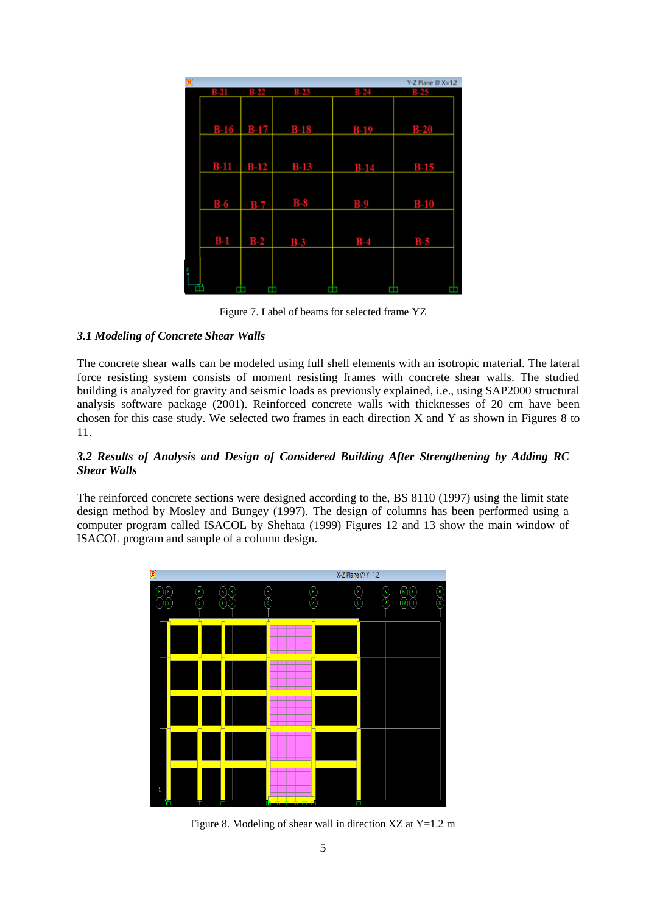Figure 7. Label of beams for selected frame YZ

### *3.1 Modeling of Concrete Shear Walls*

The concrete shear walls can be modeled using full shell elements with an isotropic material. The lateral force resisting system consists of moment resisting frames with concrete shear walls. The studied building is analyzed for gravity and seismic loads as previously explained, i.e., using SAP2000 structural analysis software package (2001). Reinforced concrete walls with thicknesses of 20 cm have been chosen for this case study. We selected two frames in each direction X and Y as shown in Figures 8 to 11.

### *3.2 Results of Analysis and Design of Considered Building After Strengthening by Adding RC Shear Walls*

The reinforced concrete sections were designed according to the, BS 8110 (1997) using the limit state design method by Mosley and Bungey (1997). The design of columns has been performed using a computer program called ISACOL by Shehata (1999) Figures 12 and 13 show the main window of ISACOL program and sample of a column design.

Figure 8. Modeling of shear wall in direction XZ at Y=1.2 m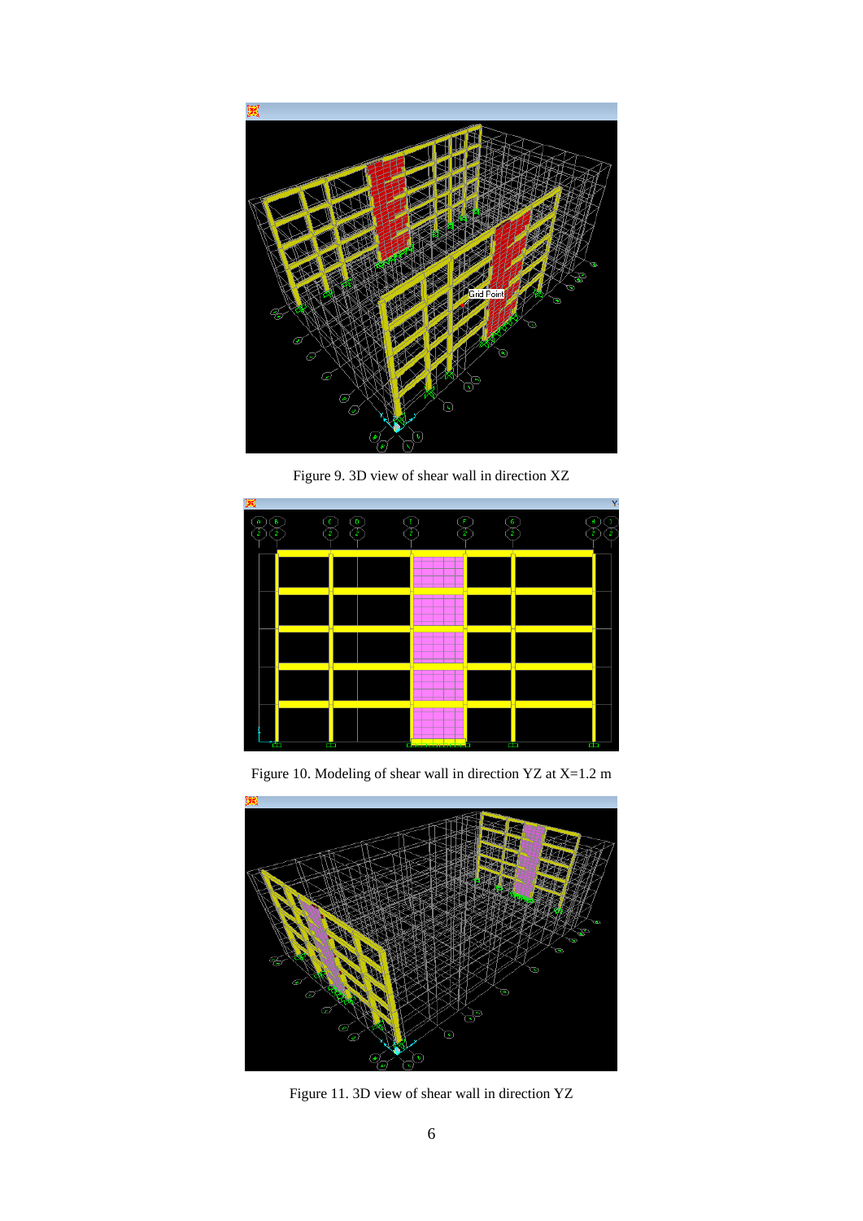Figure 9. 3D view of shear wall in direction XZ

Figure 10. Modeling of shear wall in direction YZ at X=1.2 m

Figure 11. 3D view of shear wall in direction YZ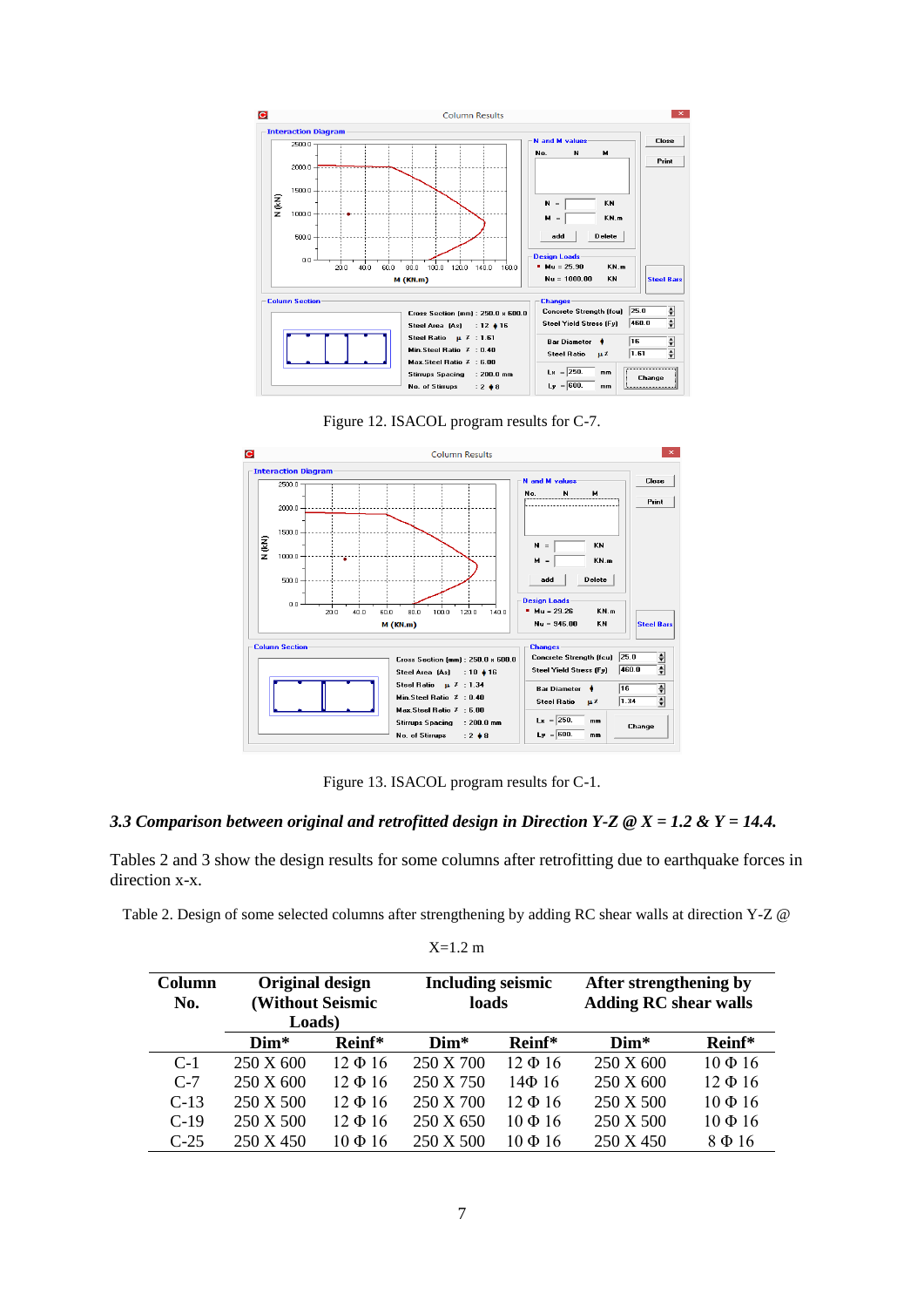Figure 12. ISACOL program results for C-7.

Figure 13. ISACOL program results for C-1.

### *3.3 Comparison between original and retrofitted design in Direction Y-Z @ X = 1.2 & Y = 14.4.*

Tables 2 and 3 show the design results for some columns after retrofitting due to earthquake forces in direction x-x.

Table 2. Design of some selected columns after strengthening by adding RC shear walls at direction Y-Z @ X=1.2 m

| Column No. | Original design (Without Seismic Loads) | | Including seismic loads | | After strengthening by Adding RC shear walls | |
|---|---|---|---|---|---|---|
| | Dim* | Reinf* | Dim* | Reinf* | Dim* | Reinf* |
| C-1 | 250 X 600 | 12 Φ 16 | 250 X 700 | 12 Φ 16 | 250 X 600 | 10 Φ 16 |
| C-7 | 250 X 600 | 12 Φ 16 | 250 X 750 | 14Φ 16 | 250 X 600 | 12 Φ 16 |
| C-13 | 250 X 500 | 12 Φ 16 | 250 X 700 | 12 Φ 16 | 250 X 500 | 10 Φ 16 |
| C-19 | 250 X 500 | 12 Φ 16 | 250 X 650 | 10 Φ 16 | 250 X 500 | 10 Φ 16 |
| C-25 | 250 X 450 | 10 Φ 16 | 250 X 500 | 10 Φ 16 | 250 X 450 | 8 Φ 16 |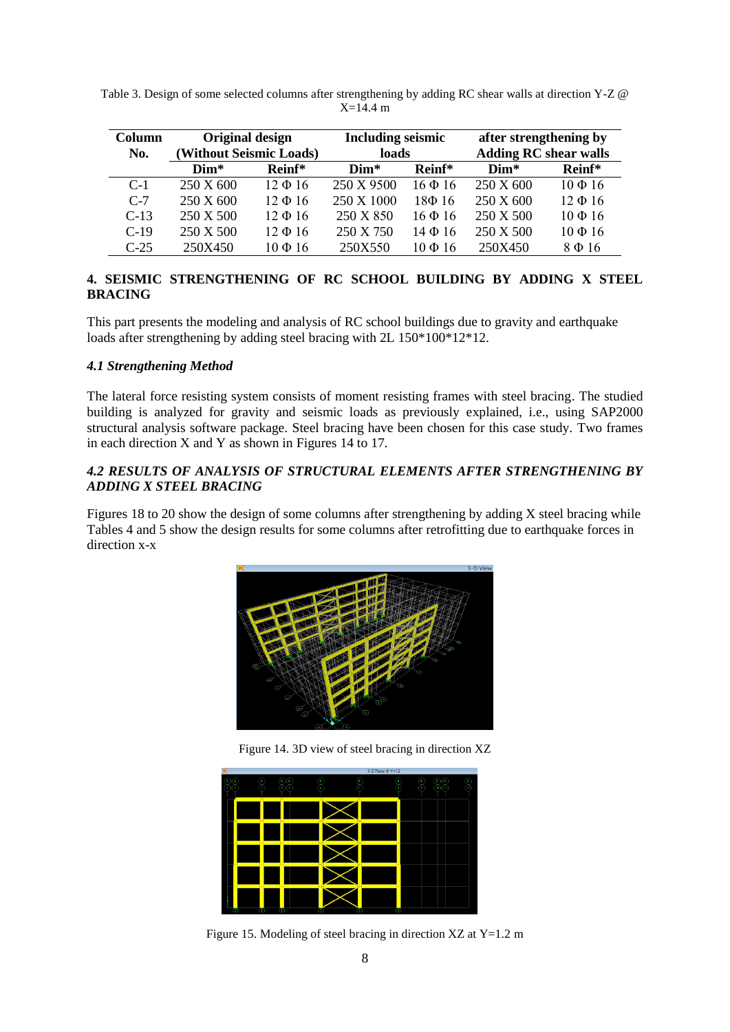Table 3. Design of some selected columns after strengthening by adding RC shear walls at direction Y-Z @ X=14.4 m

| Column No. | Original design (Without Seismic Loads) | | Including seismic loads | | after strengthening by Adding RC shear walls | |
|---|---|---|---|---|---|---|
| | **Dim*** | **Reinf*** | **Dim*** | **Reinf*** | **Dim*** | **Reinf*** |
| C-1 | 250 X 600 | 12 Φ 16 | 250 X 9500 | 16 Φ 16 | 250 X 600 | 10 Φ 16 |
| C-7 | 250 X 600 | 12 Φ 16 | 250 X 1000 | 18Φ 16 | 250 X 600 | 12 Φ 16 |
| C-13 | 250 X 500 | 12 Φ 16 | 250 X 850 | 16 Φ 16 | 250 X 500 | 10 Φ 16 |
| C-19 | 250 X 500 | 12 Φ 16 | 250 X 750 | 14 Φ 16 | 250 X 500 | 10 Φ 16 |
| C-25 | 250X450 | 10 Φ 16 | 250X550 | 10 Φ 16 | 250X450 | 8 Φ 16 |

## 4. SEISMIC STRENGTHENING OF RC SCHOOL BUILDING BY ADDING X STEEL BRACING

This part presents the modeling and analysis of RC school buildings due to gravity and earthquake loads after strengthening by adding steel bracing with 2L 150*100*12*12.

### *4.1 Strengthening Method*

The lateral force resisting system consists of moment resisting frames with steel bracing. The studied building is analyzed for gravity and seismic loads as previously explained, i.e., using SAP2000 structural analysis software package. Steel bracing have been chosen for this case study. Two frames in each direction X and Y as shown in Figures 14 to 17.

### *4.2 RESULTS OF ANALYSIS OF STRUCTURAL ELEMENTS AFTER STRENGTHENING BY ADDING X STEEL BRACING*

Figures 18 to 20 show the design of some columns after strengthening by adding X steel bracing while Tables 4 and 5 show the design results for some columns after retrofitting due to earthquake forces in direction x-x

Figure 14. 3D view of steel bracing in direction XZ

Figure 15. Modeling of steel bracing in direction XZ at Y=1.2 m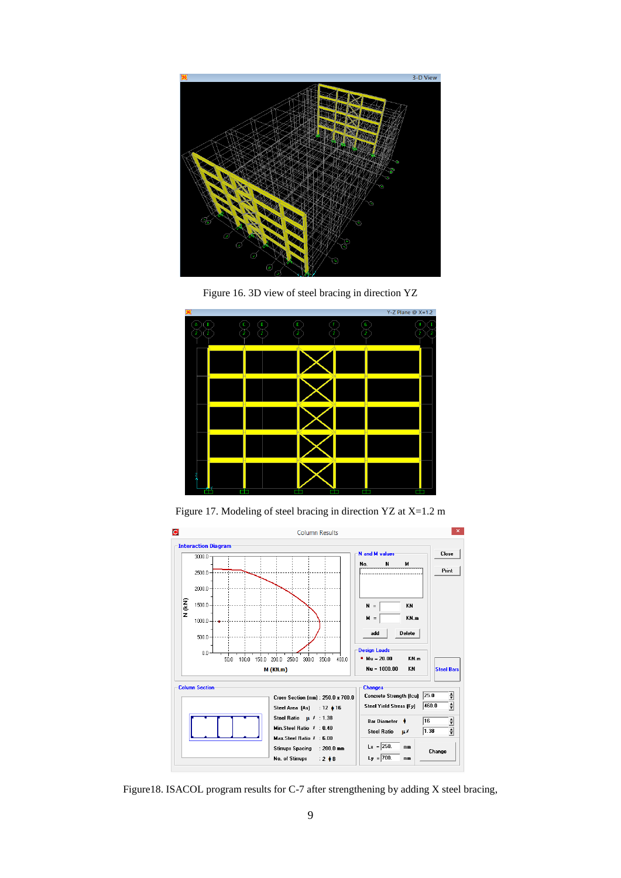Figure 16. 3D view of steel bracing in direction YZ

Figure 17. Modeling of steel bracing in direction YZ at X=1.2 m

Figure18. ISACOL program results for C-7 after strengthening by adding X steel bracing,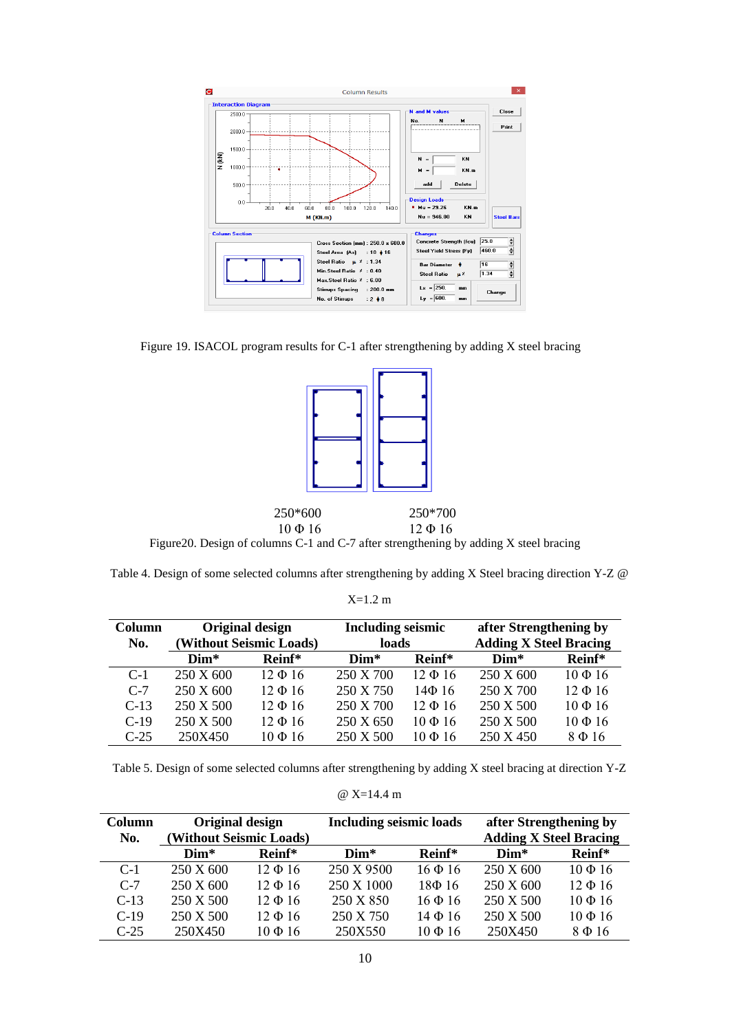Figure 19. ISACOL program results for C-1 after strengthening by adding X steel bracing

250*600 10 Φ 16

250*700 12 Φ 16

Figure20. Design of columns C-1 and C-7 after strengthening by adding X steel bracing

Table 4. Design of some selected columns after strengthening by adding X Steel bracing direction Y-Z @ X=1.2 m

| Column No. | Original design (Without Seismic Loads) | | Including seismic loads | | after Strengthening by Adding X Steel Bracing | |
|---|---|---|---|---|---|---|
| | Dim* | Reinf* | Dim* | Reinf* | Dim* | Reinf* |
| C-1 | 250 X 600 | 12 Φ 16 | 250 X 700 | 12 Φ 16 | 250 X 600 | 10 Φ 16 |
| C-7 | 250 X 600 | 12 Φ 16 | 250 X 750 | 14Φ 16 | 250 X 700 | 12 Φ 16 |
| C-13 | 250 X 500 | 12 Φ 16 | 250 X 700 | 12 Φ 16 | 250 X 500 | 10 Φ 16 |
| C-19 | 250 X 500 | 12 Φ 16 | 250 X 650 | 10 Φ 16 | 250 X 500 | 10 Φ 16 |
| C-25 | 250X450 | 10 Φ 16 | 250 X 500 | 10 Φ 16 | 250 X 450 | 8 Φ 16 |

Table 5. Design of some selected columns after strengthening by adding X steel bracing at direction Y-Z @ X=14.4 m

| Column No. | Original design (Without Seismic Loads) | | Including seismic loads | | after Strengthening by Adding X Steel Bracing | |
|---|---|---|---|---|---|---|
| | Dim* | Reinf* | Dim* | Reinf* | Dim* | Reinf* |
| C-1 | 250 X 600 | 12 Φ 16 | 250 X 9500 | 16 Φ 16 | 250 X 600 | 10 Φ 16 |
| C-7 | 250 X 600 | 12 Φ 16 | 250 X 1000 | 18Φ 16 | 250 X 600 | 12 Φ 16 |
| C-13 | 250 X 500 | 12 Φ 16 | 250 X 850 | 16 Φ 16 | 250 X 500 | 10 Φ 16 |
| C-19 | 250 X 500 | 12 Φ 16 | 250 X 750 | 14 Φ 16 | 250 X 500 | 10 Φ 16 |
| C-25 | 250X450 | 10 Φ 16 | 250X550 | 10 Φ 16 | 250X450 | 8 Φ 16 |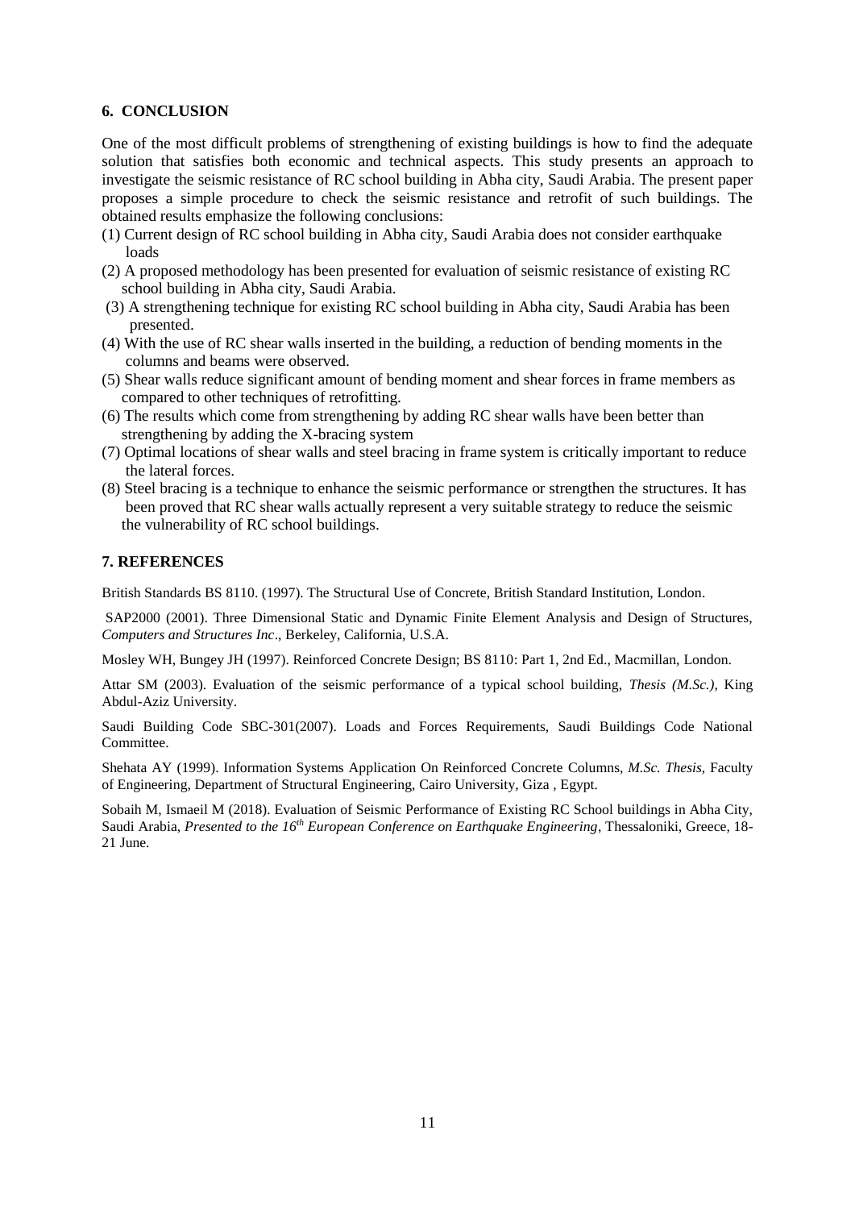## 6. CONCLUSION

One of the most difficult problems of strengthening of existing buildings is how to find the adequate solution that satisfies both economic and technical aspects. This study presents an approach to investigate the seismic resistance of RC school building in Abha city, Saudi Arabia. The present paper proposes a simple procedure to check the seismic resistance and retrofit of such buildings. The obtained results emphasize the following conclusions:

(1) Current design of RC school building in Abha city, Saudi Arabia does not consider earthquake loads
(2) A proposed methodology has been presented for evaluation of seismic resistance of existing RC school building in Abha city, Saudi Arabia.
(3) A strengthening technique for existing RC school building in Abha city, Saudi Arabia has been presented.
(4) With the use of RC shear walls inserted in the building, a reduction of bending moments in the columns and beams were observed.
(5) Shear walls reduce significant amount of bending moment and shear forces in frame members as compared to other techniques of retrofitting.
(6) The results which come from strengthening by adding RC shear walls have been better than strengthening by adding the X-bracing system
(7) Optimal locations of shear walls and steel bracing in frame system is critically important to reduce the lateral forces.
(8) Steel bracing is a technique to enhance the seismic performance or strengthen the structures. It has been proved that RC shear walls actually represent a very suitable strategy to reduce the seismic the vulnerability of RC school buildings.

## 7. REFERENCES

British Standards BS 8110. (1997). The Structural Use of Concrete, British Standard Institution, London.

SAP2000 (2001). Three Dimensional Static and Dynamic Finite Element Analysis and Design of Structures, *Computers and Structures Inc*., Berkeley, California, U.S.A.

Mosley WH, Bungey JH (1997). Reinforced Concrete Design; BS 8110: Part 1, 2nd Ed., Macmillan, London.

Attar SM (2003). Evaluation of the seismic performance of a typical school building, *Thesis (M.Sc.)*, King Abdul-Aziz University.

Saudi Building Code SBC-301(2007). Loads and Forces Requirements, Saudi Buildings Code National Committee.

Shehata AY (1999). Information Systems Application On Reinforced Concrete Columns, *M.Sc. Thesis*, Faculty of Engineering, Department of Structural Engineering, Cairo University, Giza , Egypt.

Sobaih M, Ismaeil M (2018). Evaluation of Seismic Performance of Existing RC School buildings in Abha City, Saudi Arabia, *Presented to the 16th European Conference on Earthquake Engineering*, Thessaloniki, Greece, 18-21 June.